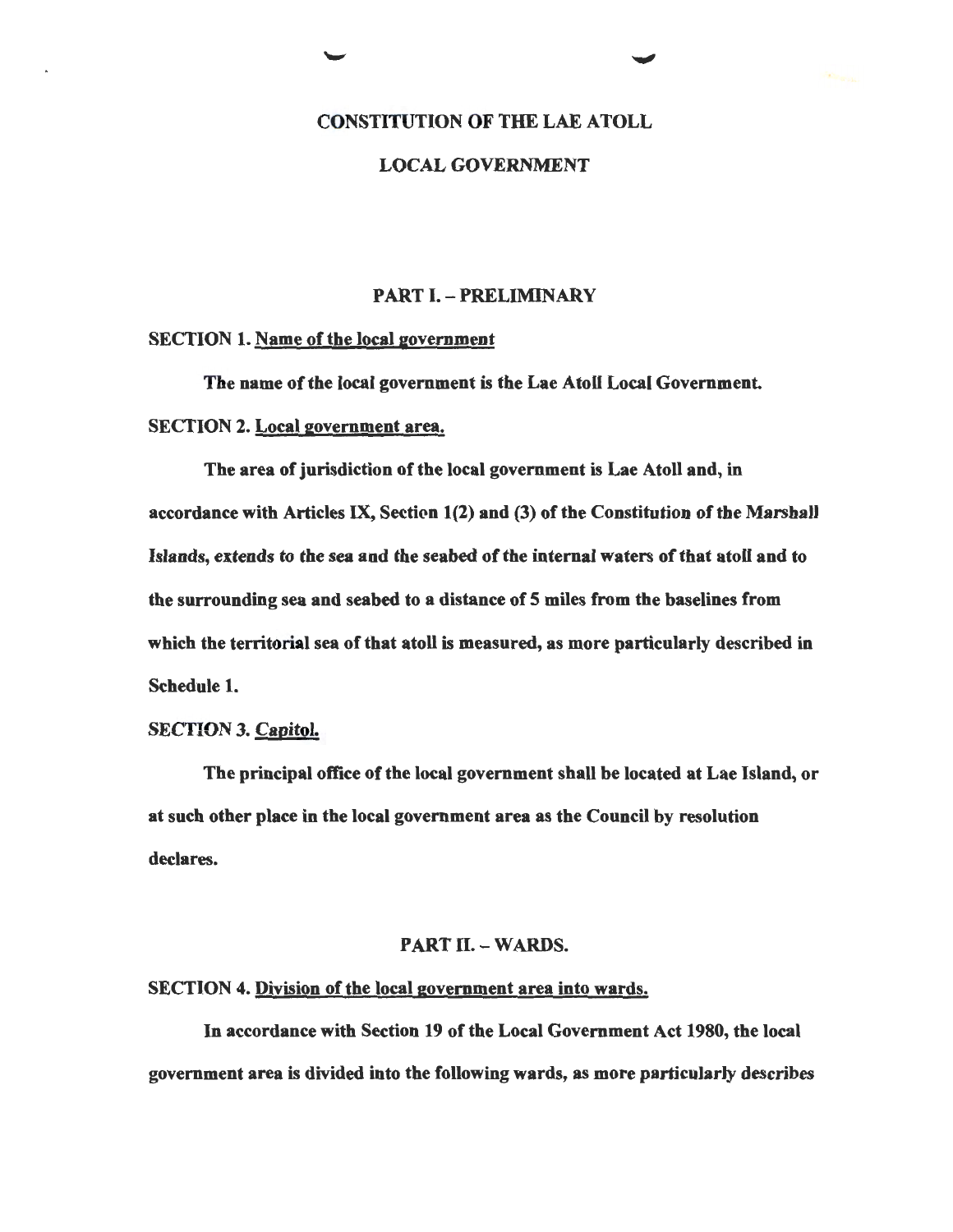# CONSTITUTION OF THE LAE ATOLL

# LOCAL GOVERNMENT

## PART I. – PRELIMINARY

**SECTION 1. Name of the local government**

**The name of the local government is the Lae Atoll Local Government.**

**SECTION 2. Local government area.**

**The area of jurisdiction of the local government is Lae Atoll and, in accordance with Articles IX, Section 1(2) and (3) of the Constitution of the Marshall Islands, extends to the sea and the seabed of the internal waters of that atoll and to the surrounding sea and seabed to a distance of 5 miles from the baselines from which the territorial sea of that atoll is measured, as more particularly described in Schedule 1.**

**SECTION 3. Capitol.**

**The principal office of the local government shall be located at Lae Island, or at such other place in the local government area as the Council by resolution declares.**

## PART II. – WARDS.

**SECTION 4. Division of the local government area into wards.**

**In accordance with Section 19 of the Local Government Act 1980, the local government area is divided into the following wards, as more particularly describes**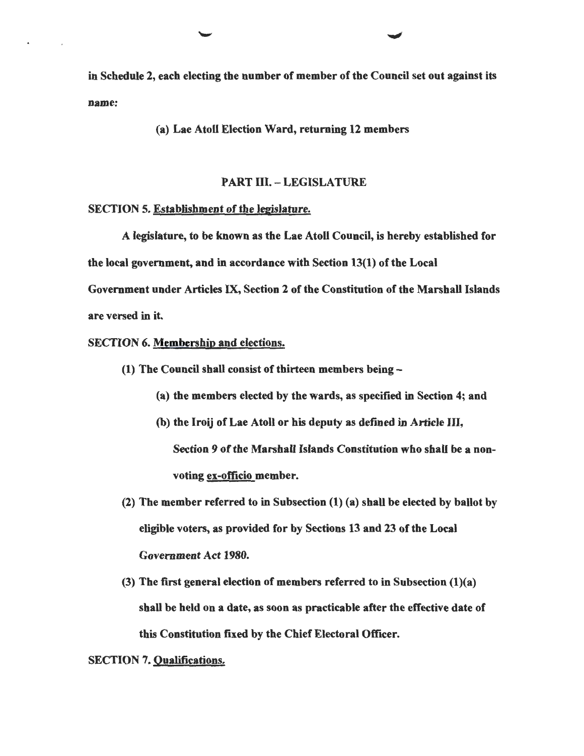in Schedule 2, each electing the number of member of the Council set out against its name:

(a) Lae Atoll Election Ward, returning 12 members

## PART III. – LEGISLATURE

**SECTION 5.** Establishment of the legislature.

A legislature, to be known as the Lae Atoll Council, is hereby established for the local government, and in accordance with Section 13(1) of the Local Government under Articles IX, Section 2 of the Constitution of the Marshall Islands are versed in it.

**SECTION 6.** Membership and elections.

(1) The Council shall consist of thirteen members being –

(a) the members elected by the wards, as specified in Section 4; and

(b) the Iroij of Lae Atoll or his deputy as defined in Article III, Section 9 of the Marshall Islands Constitution who shall be a non-voting ex-officio member.

(2) The member referred to in Subsection (1) (a) shall be elected by ballot by eligible voters, as provided for by Sections 13 and 23 of the Local Government Act 1980.

(3) The first general election of members referred to in Subsection (1)(a) shall be held on a date, as soon as practicable after the effective date of this Constitution fixed by the Chief Electoral Officer.

**SECTION 7.** Qualifications.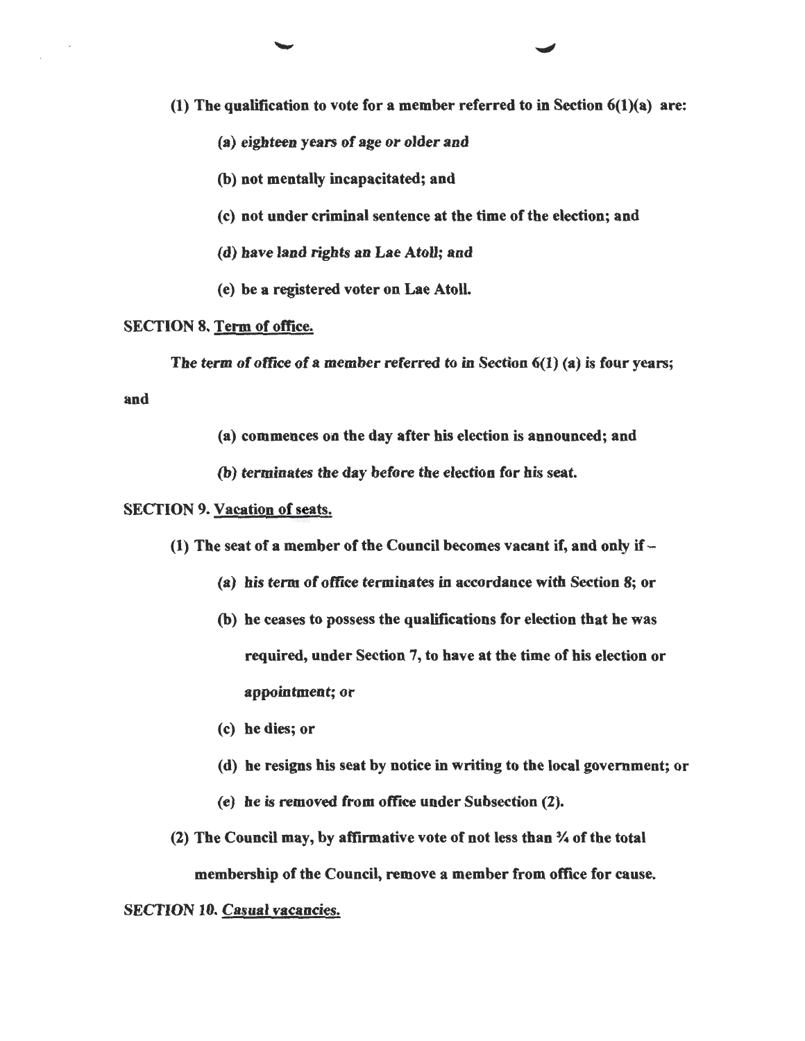(1) The qualification to vote for a member referred to in Section 6(1)(a) are:

(a) *eighteen years of age or older and*

(b) not mentally incapacitated; and

(c) not under criminal sentence at the time of the election; and

(d) *have land rights an Lae Atoll; and*

(e) be a registered voter on Lae Atoll.

SECTION 8. Term of office.

*The term of office of a member referred to in* Section 6(1) (a) is four years; and

(a) commences on the day after his election is announced; and

(b) *terminates the day before the election for his seat.*

SECTION 9. Vacation of seats.

(1) The seat of a member of the Council becomes vacant if, and only if –

(a) *his term of office terminates in accordance with Section 8; or*

(b) he ceases to possess the qualifications for election that he was required, under Section 7, to have at the time of his election or appointment; or

(c) he dies; or

(d) he resigns his seat by notice in writing to the local government; or

(e) *he is removed from office under Subsection (2).*

(2) The Council may, by affirmative vote of not less than ¾ of the total membership of the Council, remove a member from office for cause.

SECTION 10. *Casual vacancies.*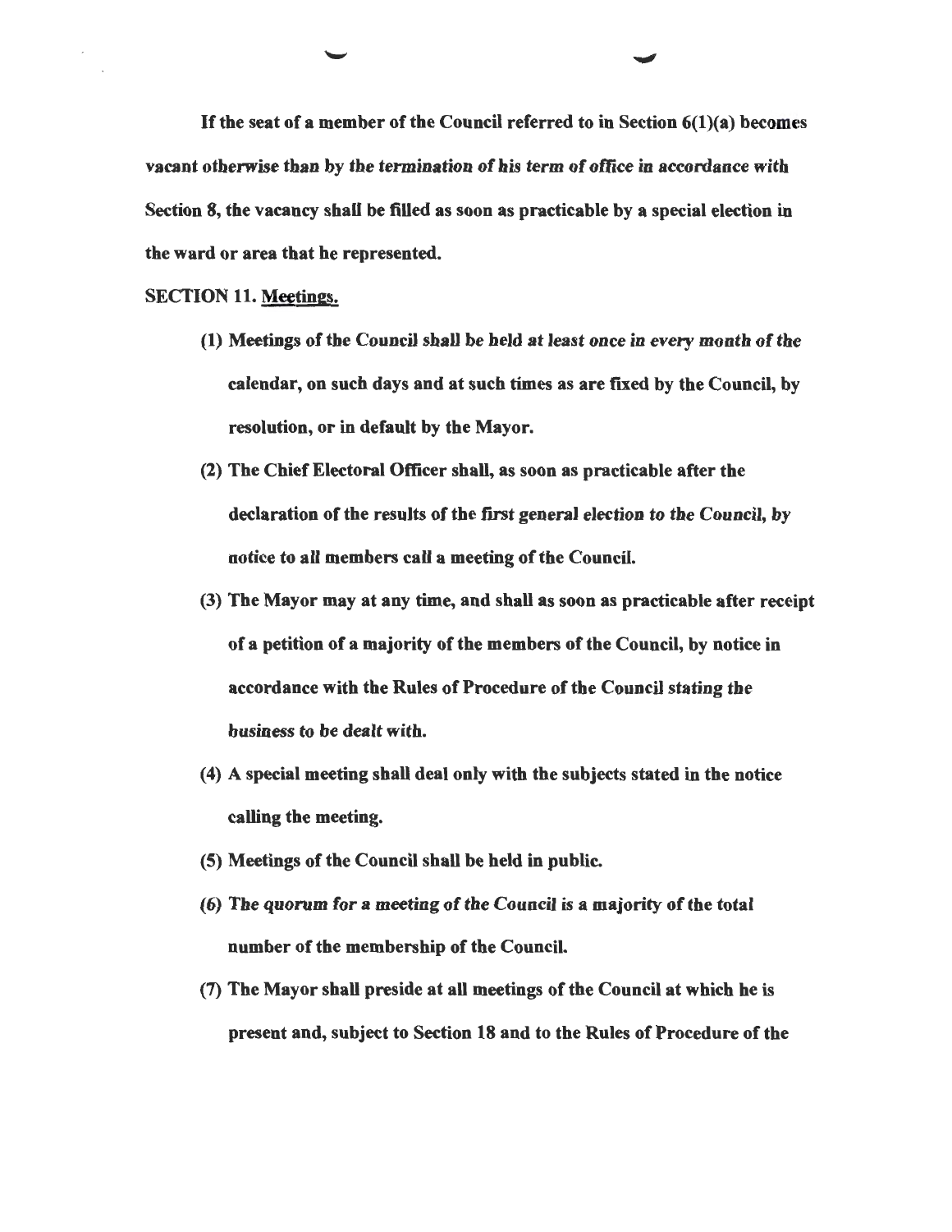If the seat of a member of the Council referred to in Section 6(1)(a) becomes vacant otherwise than by the termination of his term of office in accordance with Section 8, the vacancy shall be filled as soon as practicable by a special election in the ward or area that he represented.

**SECTION 11. Meetings.**

(1) Meetings of the Council shall be held at least once in every month of the calendar, on such days and at such times as are fixed by the Council, by resolution, or in default by the Mayor.

(2) The Chief Electoral Officer shall, as soon as practicable after the declaration of the results of the first general election to the Council, by notice to all members call a meeting of the Council.

(3) The Mayor may at any time, and shall as soon as practicable after receipt of a petition of a majority of the members of the Council, by notice in accordance with the Rules of Procedure of the Council stating the business to be dealt with.

(4) A special meeting shall deal only with the subjects stated in the notice calling the meeting.

(5) Meetings of the Council shall be held in public.

(6) The quorum for a meeting of the Council is a majority of the total number of the membership of the Council.

(7) The Mayor shall preside at all meetings of the Council at which he is present and, subject to Section 18 and to the Rules of Procedure of the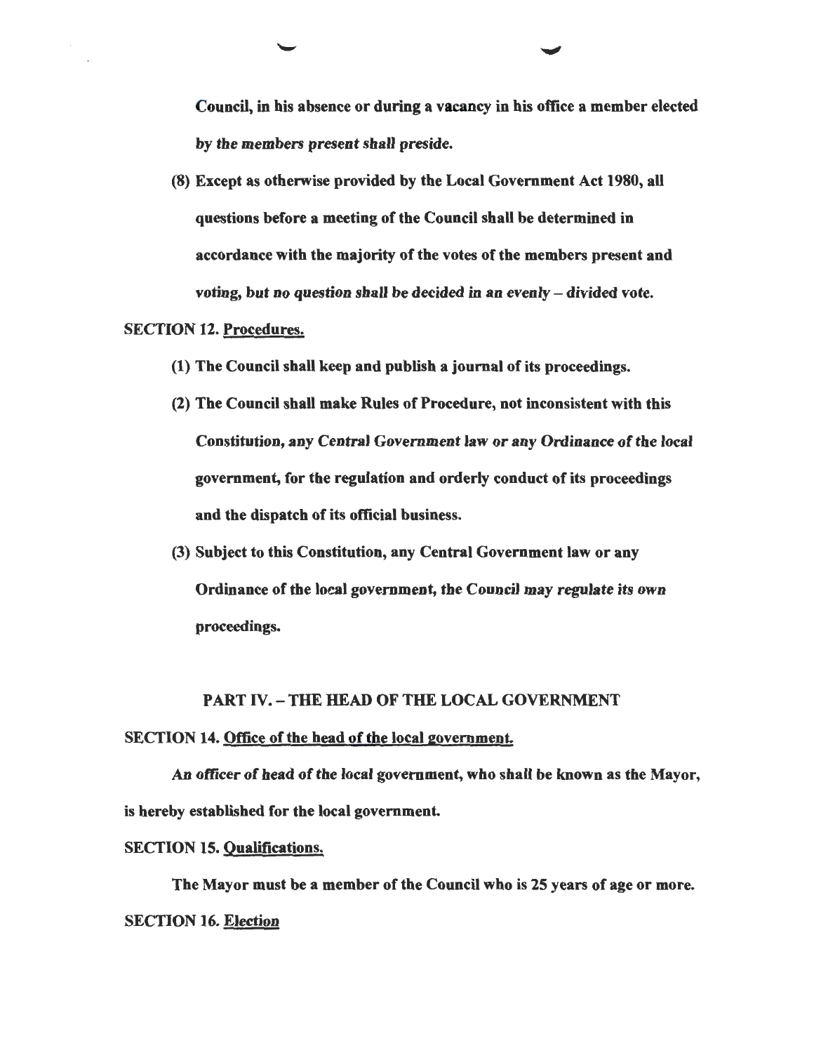Council, in his absence or during a vacancy in his office a member elected by the members present shall preside.

(8) Except as otherwise provided by the Local Government Act 1980, all questions before a meeting of the Council shall be determined in accordance with the majority of the votes of the members present and voting, but no question shall be decided in an evenly – divided vote.

**SECTION 12. Procedures.**

(1) The Council shall keep and publish a journal of its proceedings.

(2) The Council shall make Rules of Procedure, not inconsistent with this Constitution, any Central Government law or any Ordinance of the local government, for the regulation and orderly conduct of its proceedings and the dispatch of its official business.

(3) Subject to this Constitution, any Central Government law or any Ordinance of the local government, the Council may regulate its own proceedings.

## PART IV. – THE HEAD OF THE LOCAL GOVERNMENT

**SECTION 14. Office of the head of the local government.**

An officer of head of the local government, who shall be known as the Mayor, is hereby established for the local government.

**SECTION 15. Qualifications.**

The Mayor must be a member of the Council who is 25 years of age or more.

**SECTION 16. Election**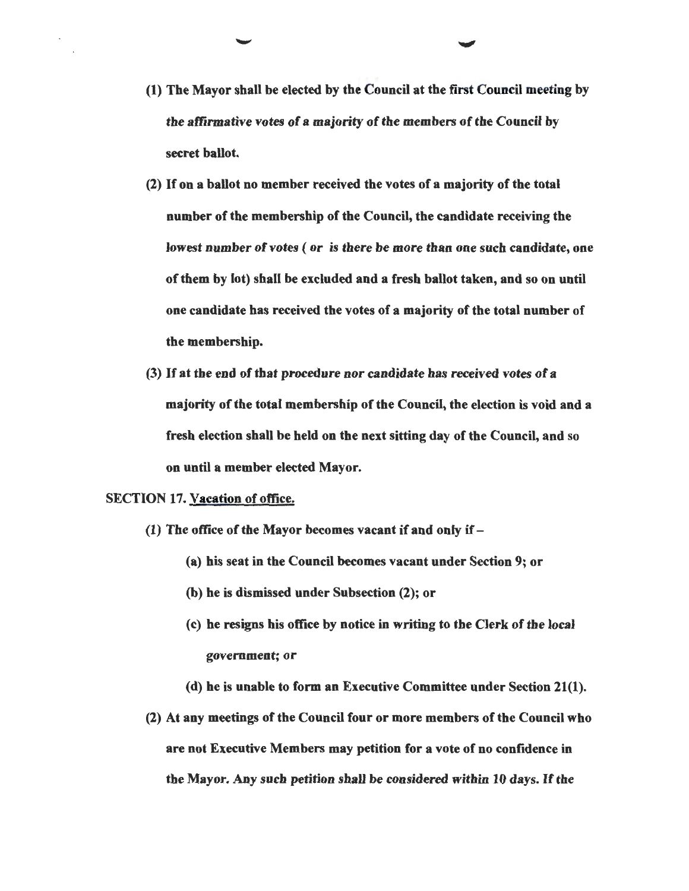(1) The Mayor shall be elected by the Council at the first Council meeting by *the affirmative votes of a majority of the members of the Council* by secret ballot.

(2) If on a ballot no member received the votes of a majority of the total number of the membership of the Council, the candidate receiving the lowest *number of votes ( or is there be more than one* such candidate, one of them by lot) shall be excluded and a fresh ballot taken, and so on until one candidate has received the votes of a majority of the total number of the membership.

(3) If at the end of that *procedure nor candidate has received votes of a* majority of the total membership of the Council, the election is void and a fresh election shall be held on the next sitting day of the Council, and so on until a member elected Mayor.

**SECTION 17.** Vacation of office.

(1) The office of the Mayor becomes vacant if and only if –

(a) his seat in the Council becomes vacant under Section 9; or

(b) he is dismissed under Subsection (2); or

(c) he resigns his office by notice in writing to the Clerk of the *local government*; or

(d) he is unable to form an Executive Committee under Section 21(1).

(2) At any meetings of the Council four or more members of the Council who are not Executive Members may petition for a vote of no confidence in the Mayor. *Any such petition shall be considered within 10 days. If the*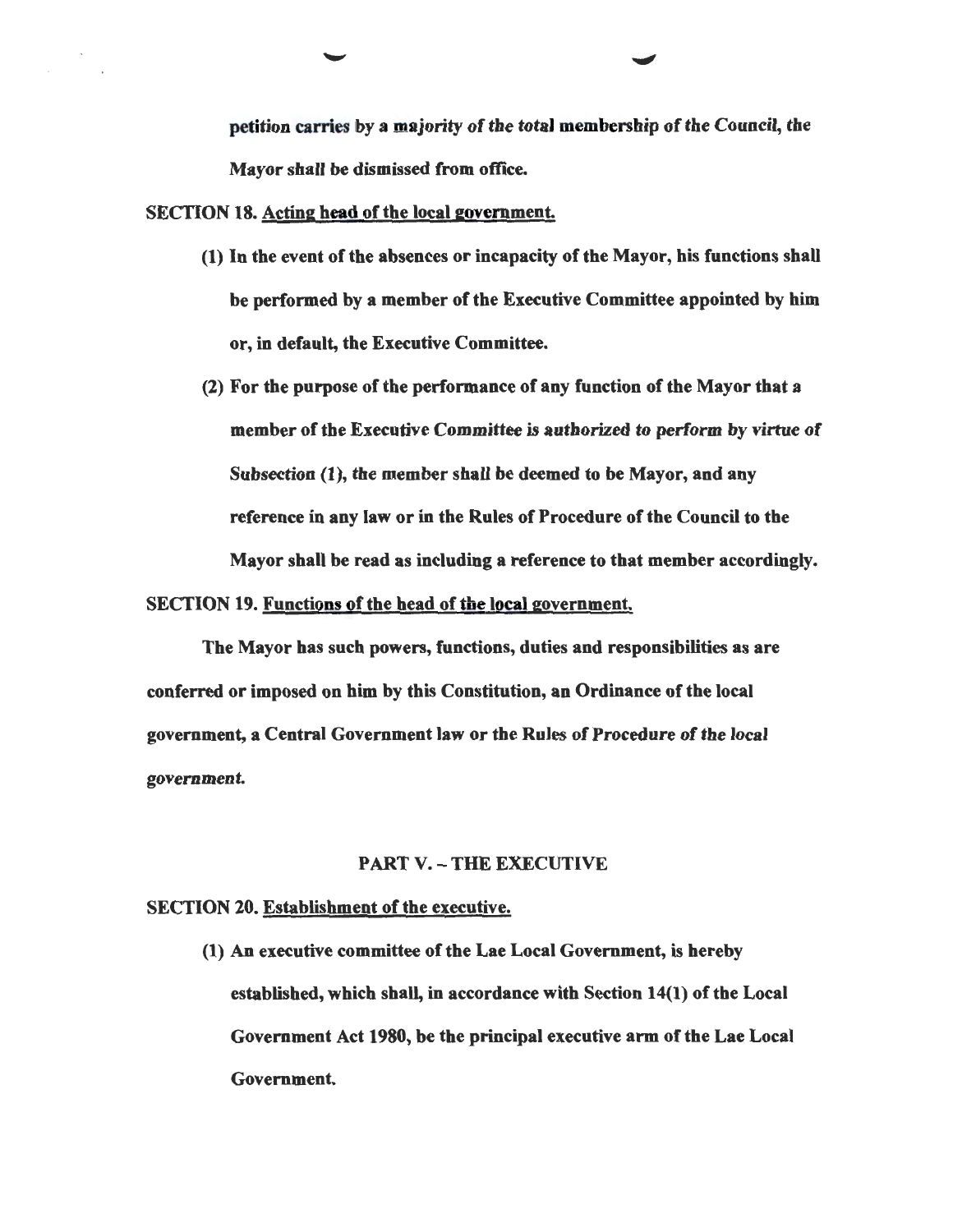petition carries by a majority of the total membership of the Council, the Mayor shall be dismissed from office.

**SECTION 18. Acting head of the local government.**

(1) In the event of the absences or incapacity of the Mayor, his functions shall be performed by a member of the Executive Committee appointed by him or, in default, the Executive Committee.

(2) For the purpose of the performance of any function of the Mayor that a member of the Executive Committee is authorized to perform by virtue of Subsection (1), the member shall be deemed to be Mayor, and any reference in any law or in the Rules of Procedure of the Council to the Mayor shall be read as including a reference to that member accordingly.

**SECTION 19. Functions of the head of the local government.**

The Mayor has such powers, functions, duties and responsibilities as are conferred or imposed on him by this Constitution, an Ordinance of the local government, a Central Government law or the Rules of Procedure of the local government.

## PART V. – THE EXECUTIVE

**SECTION 20. Establishment of the executive.**

(1) An executive committee of the Lae Local Government, is hereby established, which shall, in accordance with Section 14(1) of the Local Government Act 1980, be the principal executive arm of the Lae Local Government.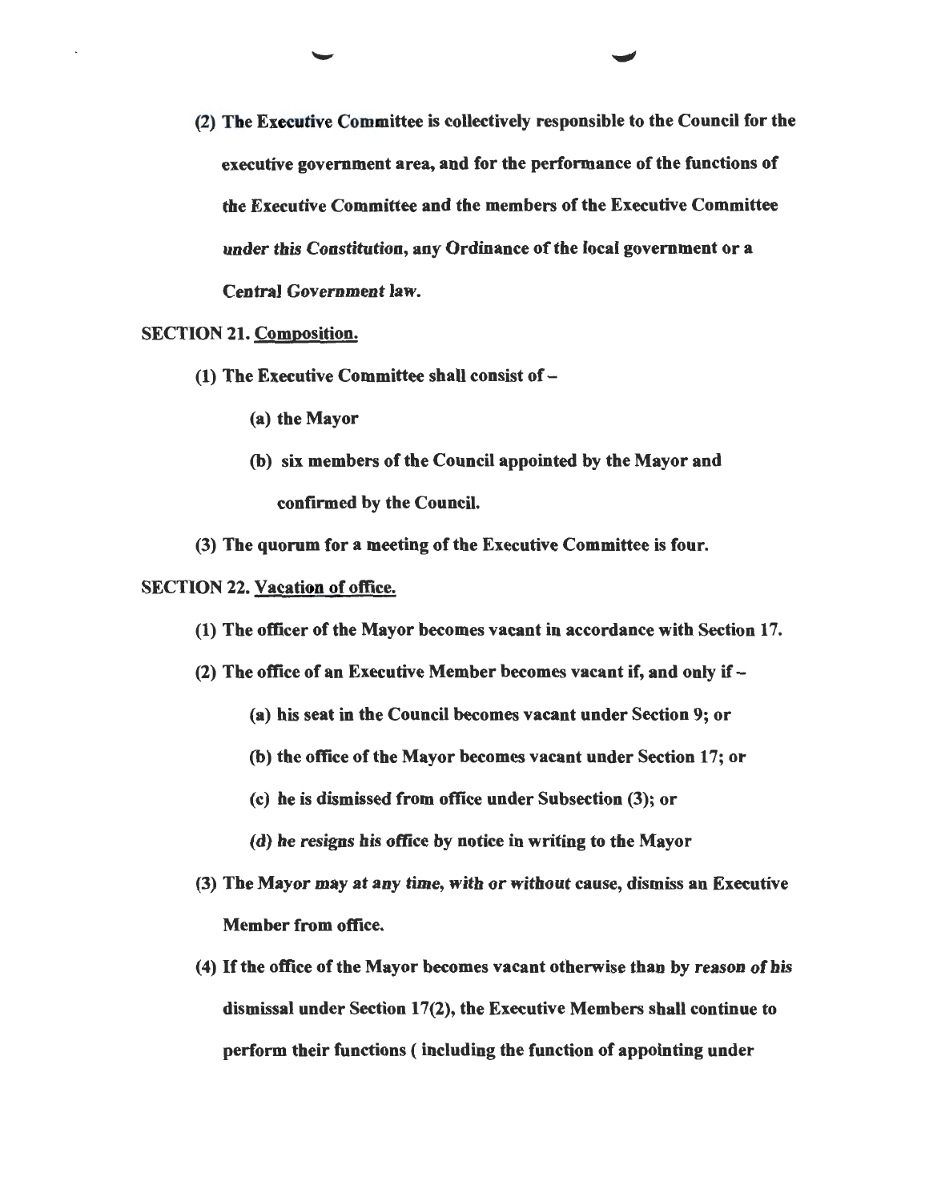(2) The Executive Committee is collectively responsible to the Council for the executive government area, and for the performance of the functions of the Executive Committee and the members of the Executive Committee *under this Constitution*, any Ordinance of the local government or a Central *Government* law.

**SECTION 21. Composition.**

(1) The Executive Committee shall consist of –

(a) the Mayor

(b) six members of the Council appointed by the Mayor and confirmed by the Council.

(3) The quorum for a meeting of the Executive Committee is four.

**SECTION 22. Vacation of office.**

(1) The officer of the Mayor becomes vacant in accordance with Section 17.

(2) The office of an Executive Member becomes vacant if, and only if –

(a) his seat in the Council becomes vacant under Section 9; or

(b) the office of the Mayor becomes vacant under Section 17; or

(c) he is dismissed from office under Subsection (3); or

*(d) he resigns his office* by notice in writing to the Mayor

(3) The Mayor *may at any time, with or without* cause, dismiss an Executive Member from office.

(4) If the office of the Mayor becomes vacant otherwise than by *reason of his* dismissal under Section 17(2), the Executive Members shall continue to perform their functions ( including the function of appointing under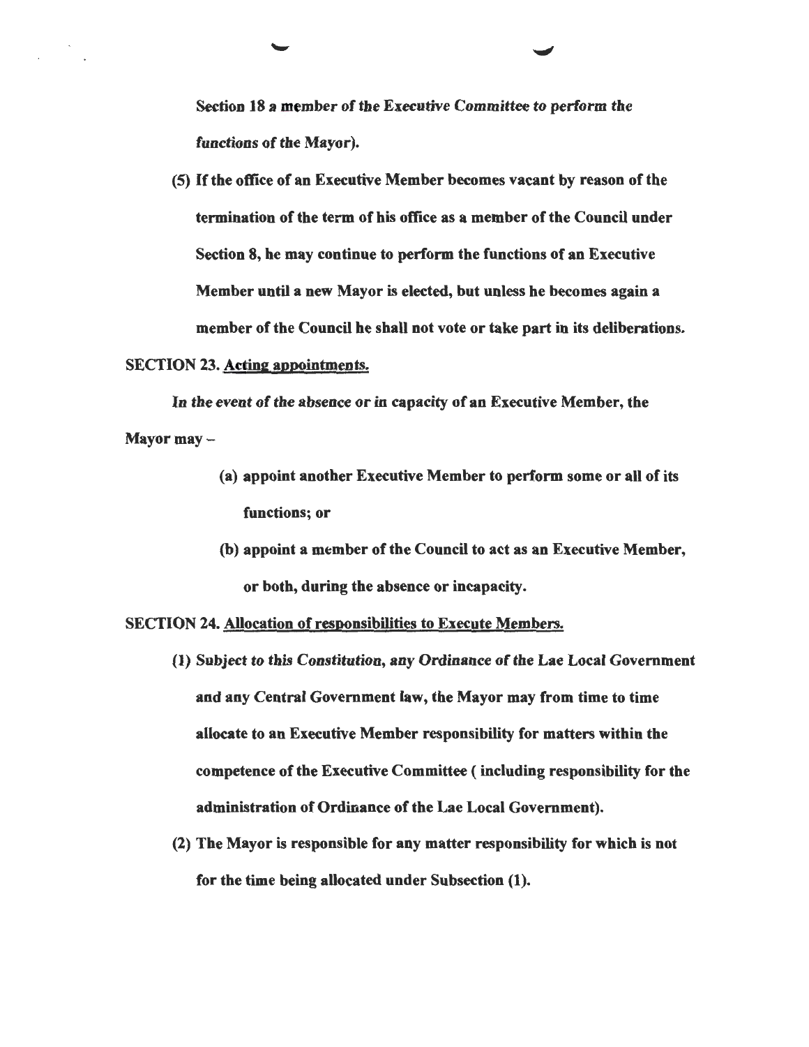Section 18 a member of the Executive Committee to perform the functions of the Mayor).

(5) If the office of an Executive Member becomes vacant by reason of the termination of the term of his office as a member of the Council under Section 8, he may continue to perform the functions of an Executive Member until a new Mayor is elected, but unless he becomes again a member of the Council he shall not vote or take part in its deliberations.

SECTION 23. Acting appointments.

In the event of the absence or in capacity of an Executive Member, the Mayor may –

(a) appoint another Executive Member to perform some or all of its functions; or

(b) appoint a member of the Council to act as an Executive Member, or both, during the absence or incapacity.

SECTION 24. Allocation of responsibilities to Execute Members.

(1) Subject to this Constitution, any Ordinance of the Lae Local Government and any Central Government law, the Mayor may from time to time allocate to an Executive Member responsibility for matters within the competence of the Executive Committee ( including responsibility for the administration of Ordinance of the Lae Local Government).

(2) The Mayor is responsible for any matter responsibility for which is not for the time being allocated under Subsection (1).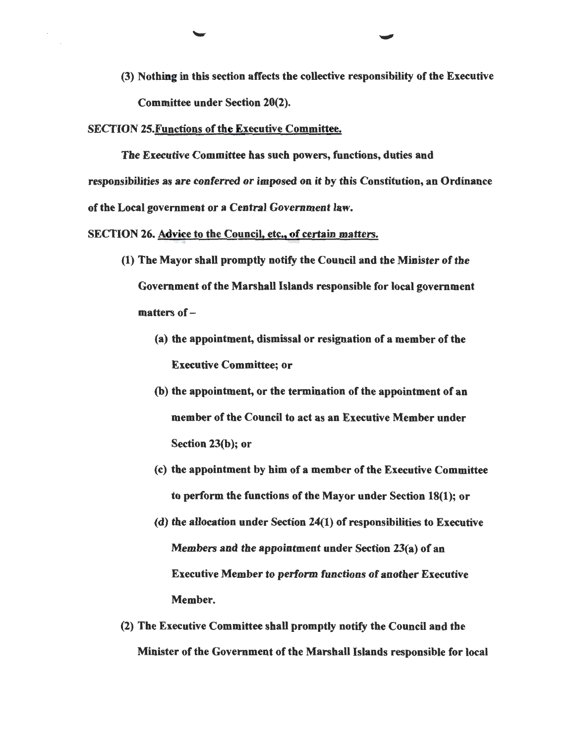(3) Nothing in this section affects the collective responsibility of the Executive Committee under Section 20(2).

**SECTION 25.** <u>Functions of the Executive Committee.</u>

The Executive Committee has such powers, functions, duties and responsibilities as are conferred or imposed on it by this Constitution, an Ordinance of the Local government or a Central Government law.

**SECTION 26.** <u>Advice to the Council, etc., of certain matters.</u>

(1) The Mayor shall promptly notify the Council and the Minister of the Government of the Marshall Islands responsible for local government matters of –

(a) the appointment, dismissal or resignation of a member of the Executive Committee; or

(b) the appointment, or the termination of the appointment of an member of the Council to act as an Executive Member under Section 23(b); or

(c) the appointment by him of a member of the Executive Committee to perform the functions of the Mayor under Section 18(1); or

(d) the allocation under Section 24(1) of responsibilities to Executive Members and the appointment under Section 23(a) of an Executive Member to perform functions of another Executive Member.

(2) The Executive Committee shall promptly notify the Council and the Minister of the Government of the Marshall Islands responsible for local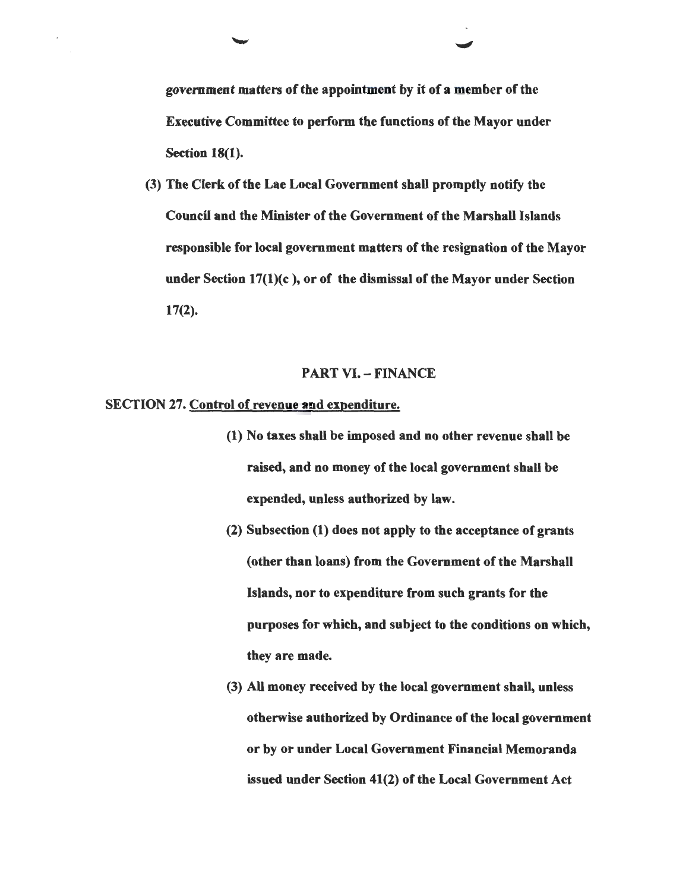**government matters of the appointment by it of a member of the Executive Committee to perform the functions of the Mayor under Section 18(1).**

**(3) The Clerk of the Lae Local Government shall promptly notify the Council and the Minister of the Government of the Marshall Islands responsible for local government matters of the resignation of the Mayor under Section 17(1)(c ), or of the dismissal of the Mayor under Section 17(2).**

## PART VI. – FINANCE

**SECTION 27. Control of revenue and expenditure.**

**(1) No taxes shall be imposed and no other revenue shall be raised, and no money of the local government shall be expended, unless authorized by law.**

**(2) Subsection (1) does not apply to the acceptance of grants (other than loans) from the Government of the Marshall Islands, nor to expenditure from such grants for the purposes for which, and subject to the conditions on which, they are made.**

**(3) All money received by the local government shall, unless otherwise authorized by Ordinance of the local government or by or under Local Government Financial Memoranda issued under Section 41(2) of the Local Government Act**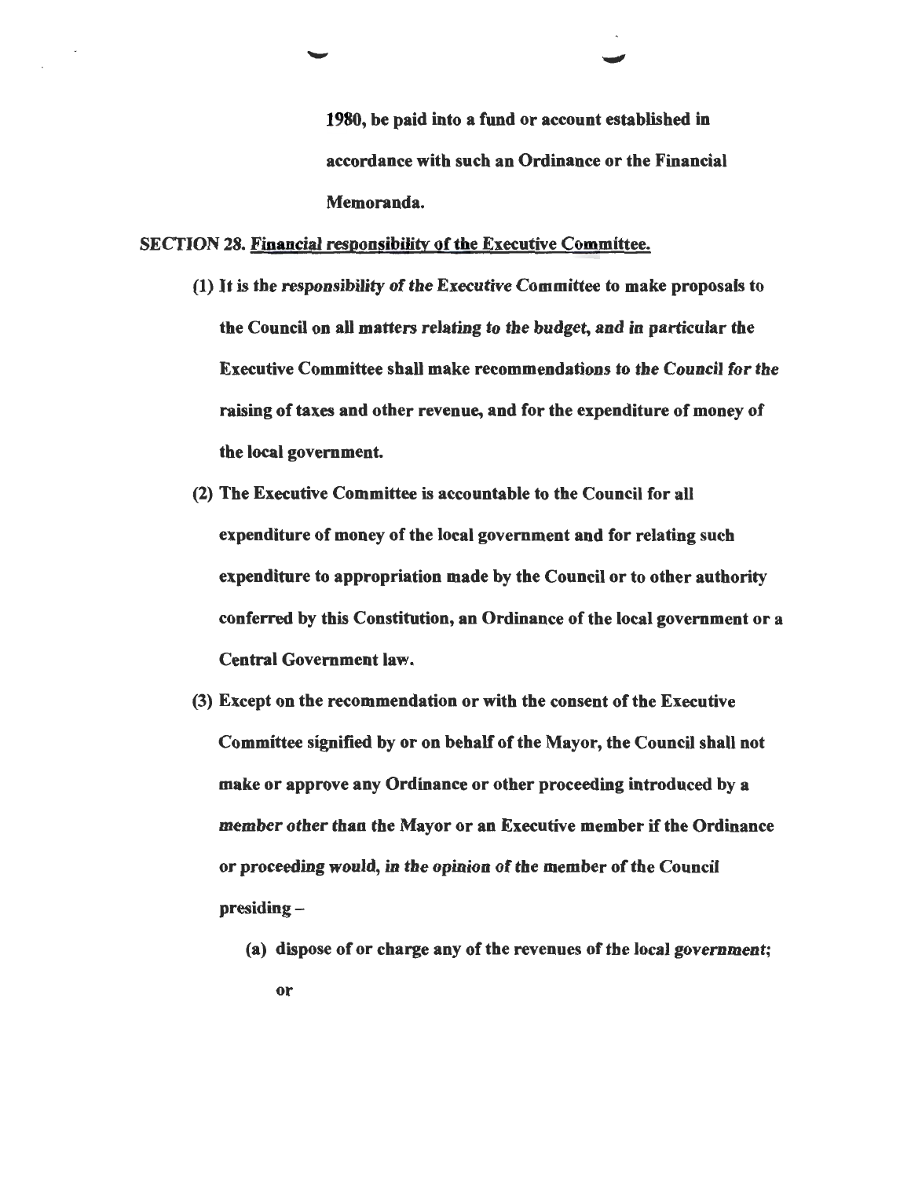**1980, be paid into a fund or account established in accordance with such an Ordinance or the Financial Memoranda.**

**SECTION 28. Financial responsibility of the Executive Committee.**

**(1) It is the responsibility of the Executive Committee to make proposals to the Council on all matters relating to the budget, and in particular the Executive Committee shall make recommendations to the Council for the raising of taxes and other revenue, and for the expenditure of money of the local government.**

**(2) The Executive Committee is accountable to the Council for all expenditure of money of the local government and for relating such expenditure to appropriation made by the Council or to other authority conferred by this Constitution, an Ordinance of the local government or a Central Government law.**

**(3) Except on the recommendation or with the consent of the Executive Committee signified by or on behalf of the Mayor, the Council shall not make or approve any Ordinance or other proceeding introduced by a member other than the Mayor or an Executive member if the Ordinance or proceeding would, in the opinion of the member of the Council presiding –**

**(a) dispose of or charge any of the revenues of the local government; or**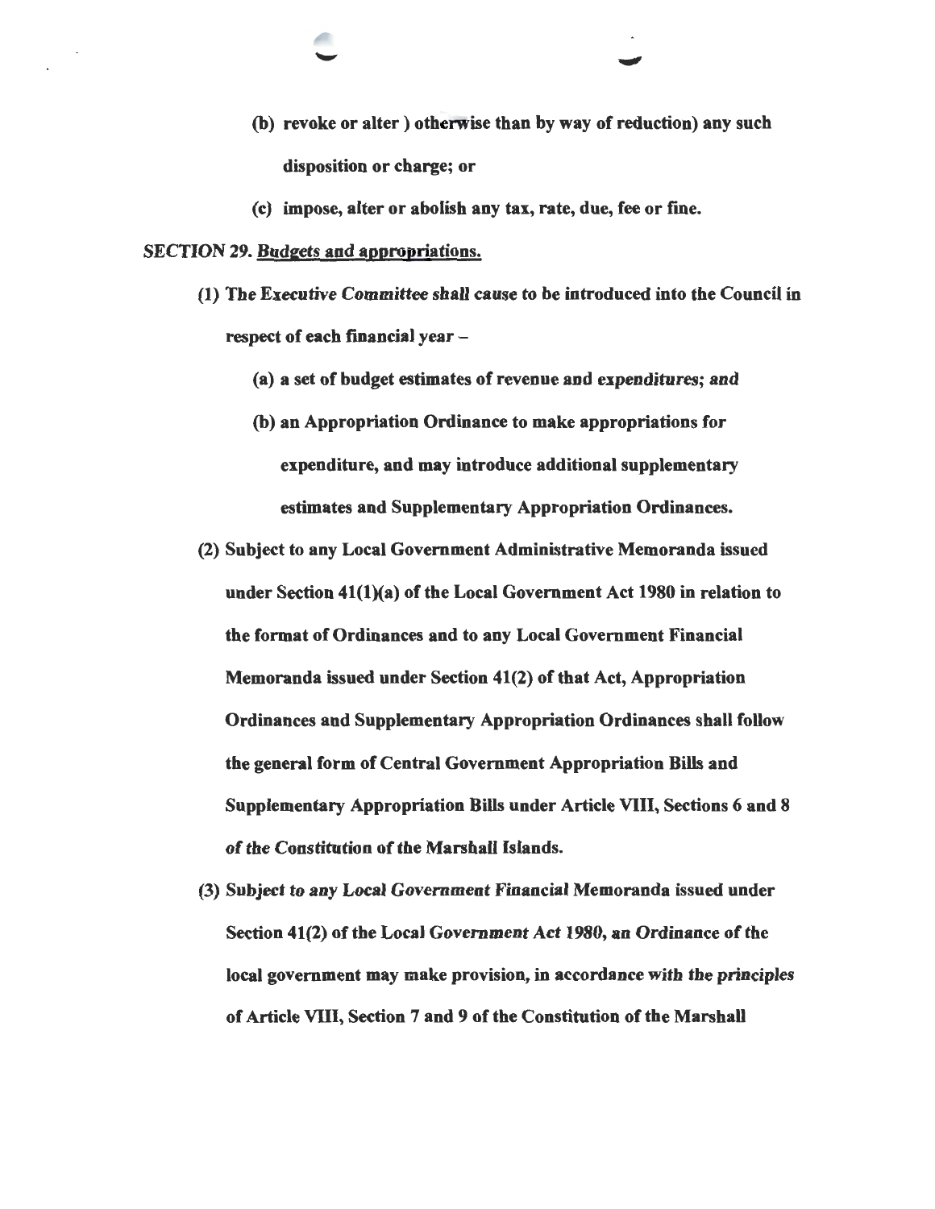(b) revoke or alter ) otherwise than by way of reduction) any such disposition or charge; or

(c) impose, alter or abolish any tax, rate, due, fee or fine.

SECTION 29. Budgets and appropriations.

(1) The Executive Committee shall cause to be introduced into the Council in respect of each financial year –

(a) a set of budget estimates of revenue and expenditures; and

(b) an Appropriation Ordinance to make appropriations for expenditure, and may introduce additional supplementary estimates and Supplementary Appropriation Ordinances.

(2) Subject to any Local Government Administrative Memoranda issued under Section 41(1)(a) of the Local Government Act 1980 in relation to the format of Ordinances and to any Local Government Financial Memoranda issued under Section 41(2) of that Act, Appropriation Ordinances and Supplementary Appropriation Ordinances shall follow the general form of Central Government Appropriation Bills and Supplementary Appropriation Bills under Article VIII, Sections 6 and 8 of the Constitution of the Marshall Islands.

(3) Subject to any Local Government Financial Memoranda issued under Section 41(2) of the Local Government Act 1980, an Ordinance of the local government may make provision, in accordance with the principles of Article VIII, Section 7 and 9 of the Constitution of the Marshall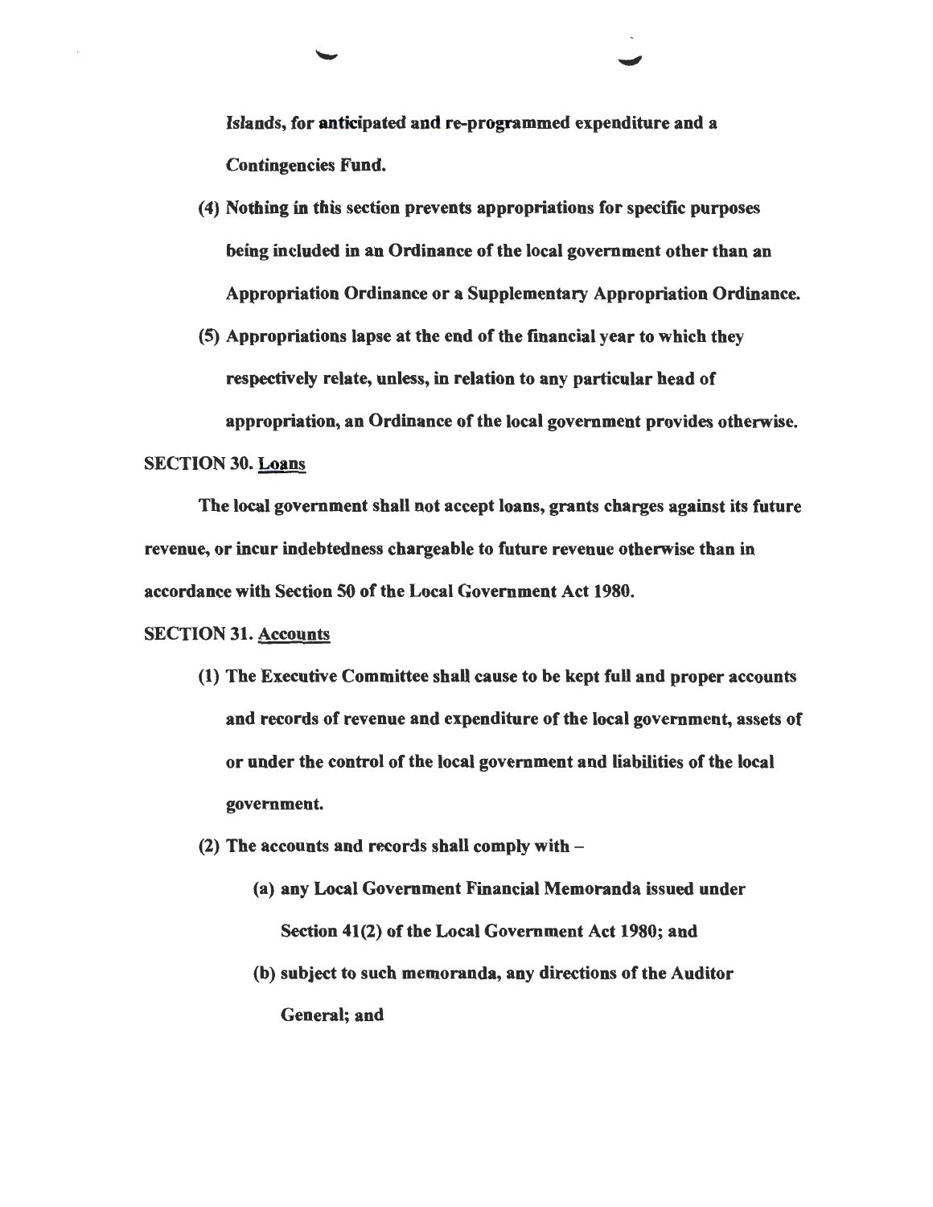**Islands, for anticipated and re-programmed expenditure and a Contingencies Fund.**

**(4) Nothing in this section prevents appropriations for specific purposes being included in an Ordinance of the local government other than an Appropriation Ordinance or a Supplementary Appropriation Ordinance.**

**(5) Appropriations lapse at the end of the financial year to which they respectively relate, unless, in relation to any particular head of appropriation, an Ordinance of the local government provides otherwise.**

**SECTION 30. <u>Loans</u>**

**The local government shall not accept loans, grants charges against its future revenue, or incur indebtedness chargeable to future revenue otherwise than in accordance with Section 50 of the Local Government Act 1980.**

**SECTION 31. <u>Accounts</u>**

**(1) The Executive Committee shall cause to be kept full and proper accounts and records of revenue and expenditure of the local government, assets of or under the control of the local government and liabilities of the local government.**

**(2) The accounts and records shall comply with –**

**(a) any Local Government Financial Memoranda issued under Section 41(2) of the Local Government Act 1980; and**

**(b) subject to such memoranda, any directions of the Auditor General; and**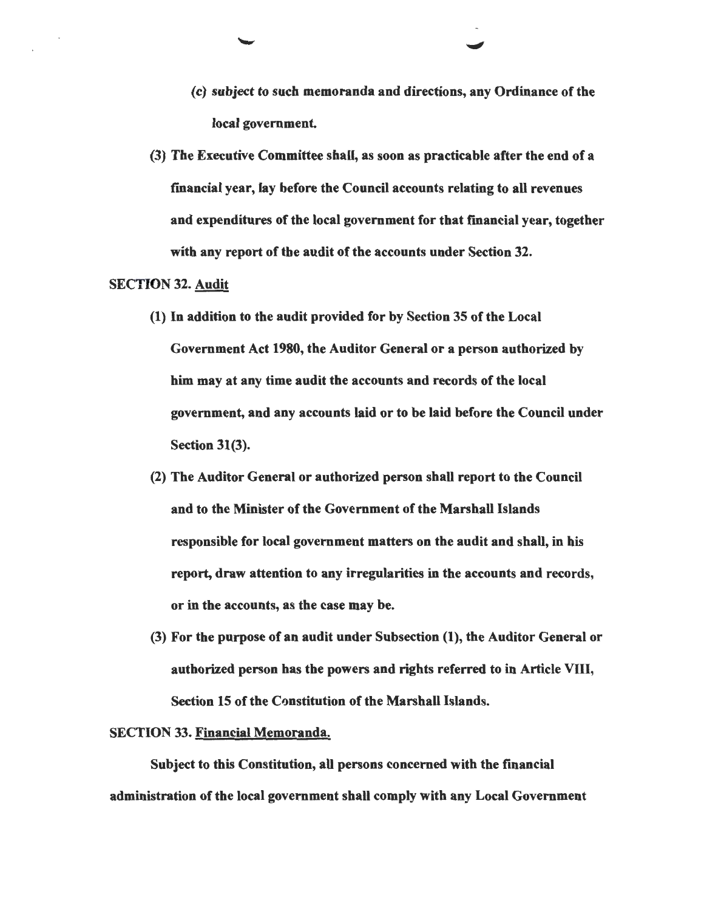(c) *subject* to such memoranda and directions, any Ordinance of the local government.

(3) The Executive Committee shall, as soon as practicable after the end of a financial year, lay before the Council accounts relating to all revenues and expenditures of the local government for that financial year, together with any report of the audit of the accounts under Section 32.

SECTION 32. Audit

(1) In addition to the audit provided for by Section 35 of the Local Government Act 1980, the Auditor General or a person authorized by him may at any time audit the accounts and records of the local government, and any accounts laid or to be laid before the Council under Section 31(3).

(2) The Auditor General or authorized person shall report to the Council and to the Minister of the Government of the Marshall Islands responsible for local government matters on the audit and shall, in his report, draw attention to any irregularities in the accounts and records, or in the accounts, as the case may be.

(3) For the purpose of an audit under Subsection (1), the Auditor General or authorized person has the powers and rights referred to in Article VIII, Section 15 of the Constitution of the Marshall Islands.

SECTION 33. Financial Memoranda.

Subject to this Constitution, all persons concerned with the financial administration of the local government shall comply with any Local Government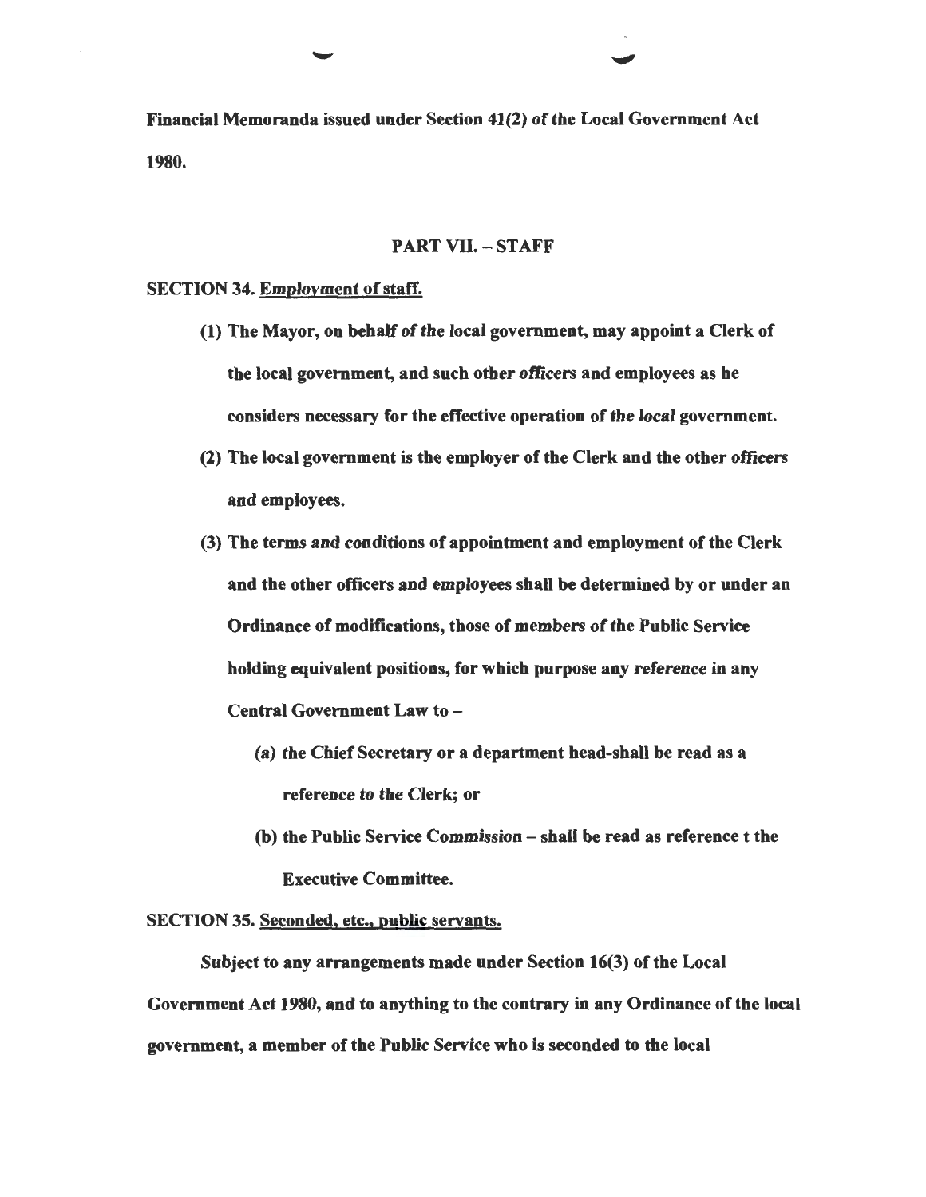**Financial Memoranda issued under Section 41(2) of the Local Government Act 1980.**

## PART VII. – STAFF

**SECTION 34. Employment of staff.**

**(1) The Mayor, on behalf of the local government, may appoint a Clerk of the local government, and such other officers and employees as he considers necessary for the effective operation of the local government.**

**(2) The local government is the employer of the Clerk and the other officers and employees.**

**(3) The terms and conditions of appointment and employment of the Clerk and the other officers and employees shall be determined by or under an Ordinance of modifications, those of members of the Public Service holding equivalent positions, for which purpose any reference in any Central Government Law to –**

**(a) the Chief Secretary or a department head-shall be read as a reference to the Clerk; or**

**(b) the Public Service Commission – shall be read as reference t the Executive Committee.**

**SECTION 35. Seconded, etc., public servants.**

**Subject to any arrangements made under Section 16(3) of the Local Government Act 1980, and to anything to the contrary in any Ordinance of the local government, a member of the Public Service who is seconded to the local**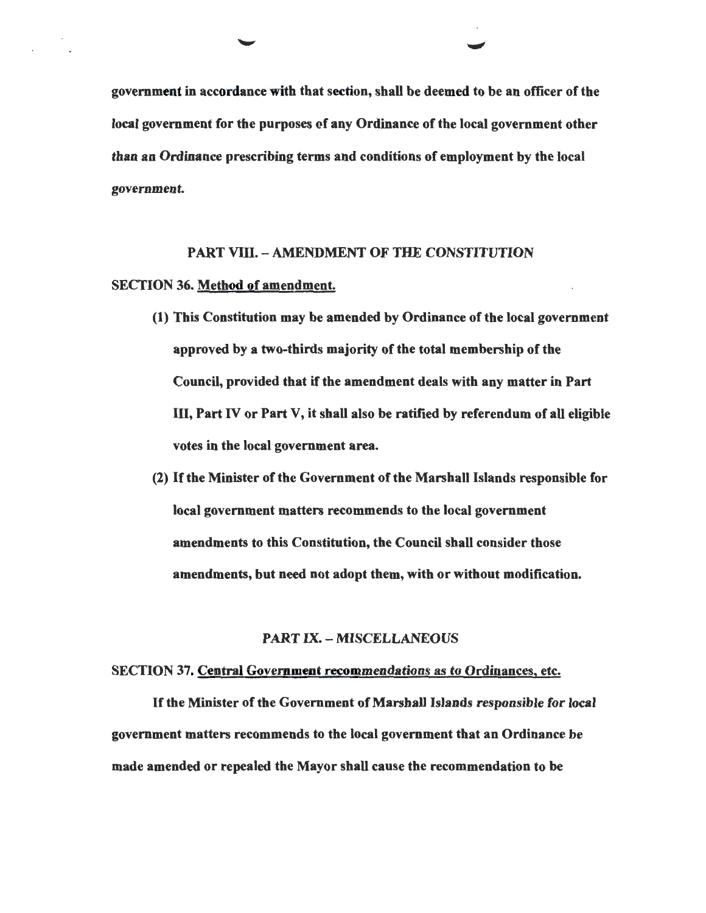government in accordance with that section, shall be deemed to be an officer of the local government for the purposes of any Ordinance of the local government other than an Ordinance prescribing terms and conditions of employment by the local government.

## PART VIII. – AMENDMENT OF THE CONSTITUTION

**SECTION 36. Method of amendment.**

(1) This Constitution may be amended by Ordinance of the local government approved by a two-thirds majority of the total membership of the Council, provided that if the amendment deals with any matter in Part III, Part IV or Part V, it shall also be ratified by referendum of all eligible votes in the local government area.

(2) If the Minister of the Government of the Marshall Islands responsible for local government matters recommends to the local government amendments to this Constitution, the Council shall consider those amendments, but need not adopt them, with or without modification.

## PART IX. – MISCELLANEOUS

**SECTION 37. Central Government recommendations as to Ordinances, etc.**

If the Minister of the Government of Marshall Islands responsible for local government matters recommends to the local government that an Ordinance be made amended or repealed the Mayor shall cause the recommendation to be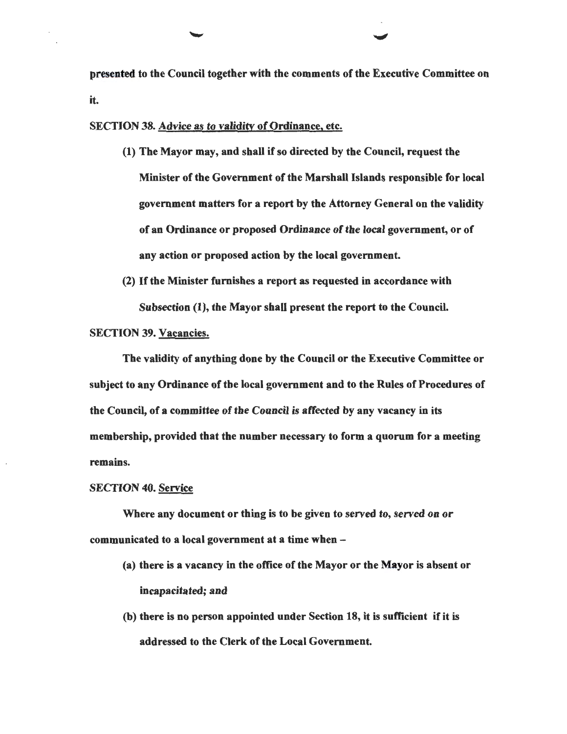**presented to the Council together with the comments of the Executive Committee on it.**

**SECTION 38. Advice as to validity of Ordinance, etc.**

**(1) The Mayor may, and shall if so directed by the Council, request the Minister of the Government of the Marshall Islands responsible for local government matters for a report by the Attorney General on the validity of an Ordinance or proposed Ordinance of the local government, or of any action or proposed action by the local government.**

**(2) If the Minister furnishes a report as requested in accordance with Subsection (1), the Mayor shall present the report to the Council.**

**SECTION 39. Vacancies.**

**The validity of anything done by the Council or the Executive Committee or subject to any Ordinance of the local government and to the Rules of Procedures of the Council, of a committee of the Council is affected by any vacancy in its membership, provided that the number necessary to form a quorum for a meeting remains.**

**SECTION 40. Service**

**Where any document or thing is to be given to served to, served on or communicated to a local government at a time when –**

**(a) there is a vacancy in the office of the Mayor or the Mayor is absent or incapacitated; and**

**(b) there is no person appointed under Section 18, it is sufficient if it is addressed to the Clerk of the Local Government.**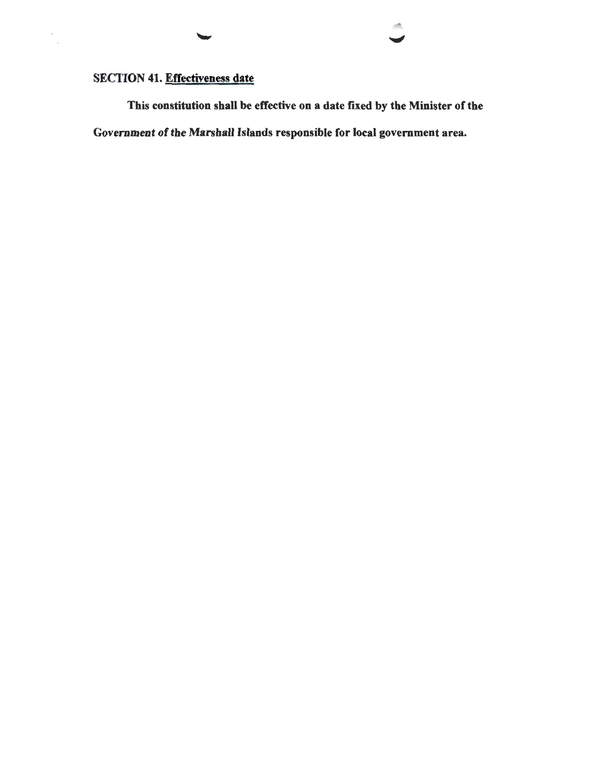**SECTION 41. Effectiveness date**

**This constitution shall be effective on a date fixed by the Minister of the Government of the Marshall Islands responsible for local government area.**